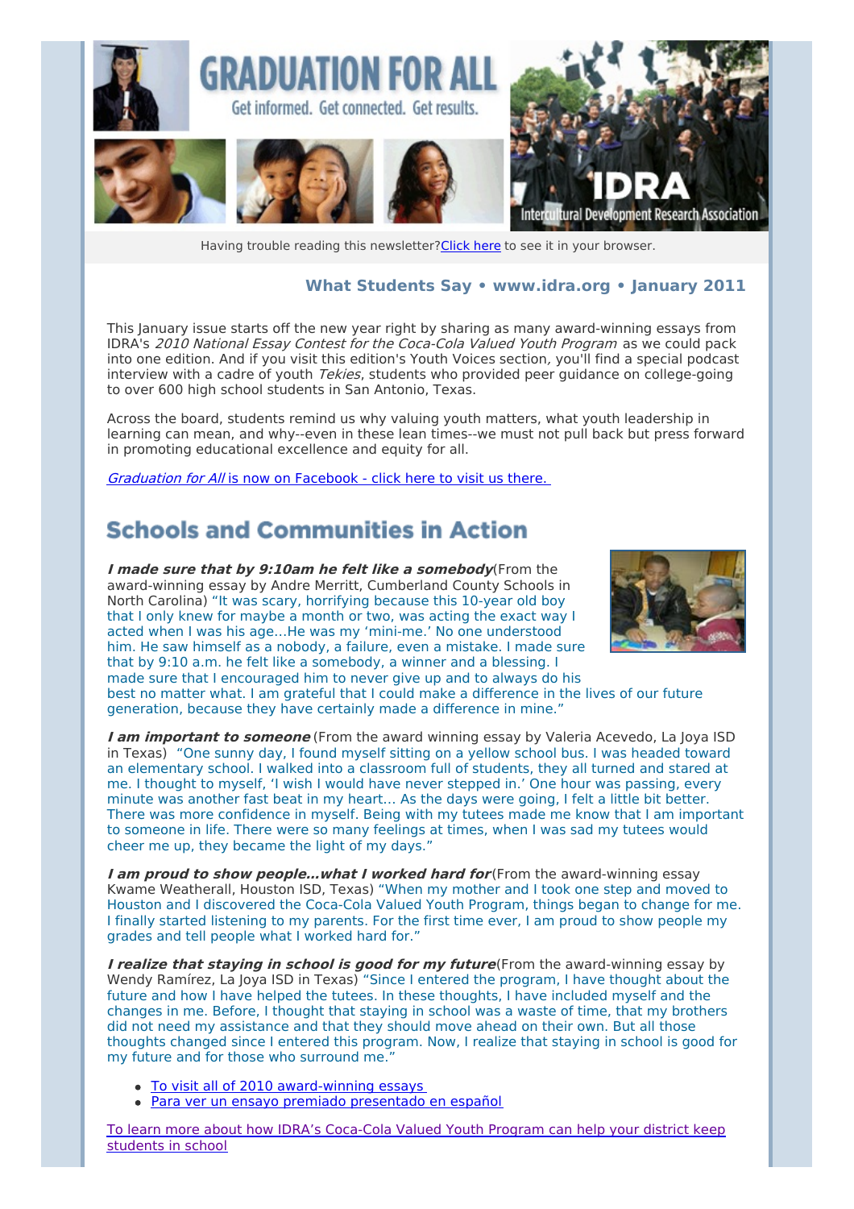# GRADUATION FOR ALL

Get informed. Get connected. Get results.

IDRA Intercultural Development Research Association

Having trouble reading this newsletter? [Click here](#) to see it in your browser.

### What Students Say • www.idra.org • January 2011

This January issue starts off the new year right by sharing as many award-winning essays from IDRA's *2010 National Essay Contest for the Coca-Cola Valued Youth Program* as we could pack into one edition. And if you visit this edition's Youth Voices section, you'll find a special podcast interview with a cadre of youth *Tekies*, students who provided peer guidance on college-going to over 600 high school students in San Antonio, Texas.

Across the board, students remind us why valuing youth matters, what youth leadership in learning can mean, and why--even in these lean times--we must not pull back but press forward in promoting educational excellence and equity for all.

[*Graduation for All* is now on Facebook - click here to visit us there.](#)

## Schools and Communities in Action

***I made sure that by 9:10am he felt like a somebody***(From the award-winning essay by Andre Merritt, Cumberland County Schools in North Carolina) "It was scary, horrifying because this 10-year old boy that I only knew for maybe a month or two, was acting the exact way I acted when I was his age...He was my 'mini-me.' No one understood him. He saw himself as a nobody, a failure, even a mistake. I made sure that by 9:10 a.m. he felt like a somebody, a winner and a blessing. I made sure that I encouraged him to never give up and to always do his best no matter what. I am grateful that I could make a difference in the lives of our future generation, because they have certainly made a difference in mine."

***I am important to someone*** (From the award winning essay by Valeria Acevedo, La Joya ISD in Texas) "One sunny day, I found myself sitting on a yellow school bus. I was headed toward an elementary school. I walked into a classroom full of students, they all turned and stared at me. I thought to myself, 'I wish I would have never stepped in.' One hour was passing, every minute was another fast beat in my heart… As the days were going, I felt a little bit better. There was more confidence in myself. Being with my tutees made me know that I am important to someone in life. There were so many feelings at times, when I was sad my tutees would cheer me up, they became the light of my days."

***I am proud to show people…what I worked hard for***(From the award-winning essay Kwame Weatherall, Houston ISD, Texas) "When my mother and I took one step and moved to Houston and I discovered the Coca-Cola Valued Youth Program, things began to change for me. I finally started listening to my parents. For the first time ever, I am proud to show people my grades and tell people what I worked hard for."

***I realize that staying in school is good for my future***(From the award-winning essay by Wendy Ramírez, La Joya ISD in Texas) "Since I entered the program, I have thought about the future and how I have helped the tutees. In these thoughts, I have included myself and the changes in me. Before, I thought that staying in school was a waste of time, that my brothers did not need my assistance and that they should move ahead on their own. But all those thoughts changed since I entered this program. Now, I realize that staying in school is good for my future and for those who surround me."

- [To visit all of 2010 award-winning essays](#)
- [Para ver un ensayo premiado presentado en español](#)

[To learn more about how IDRA's Coca-Cola Valued Youth Program can help your district keep students in school](#)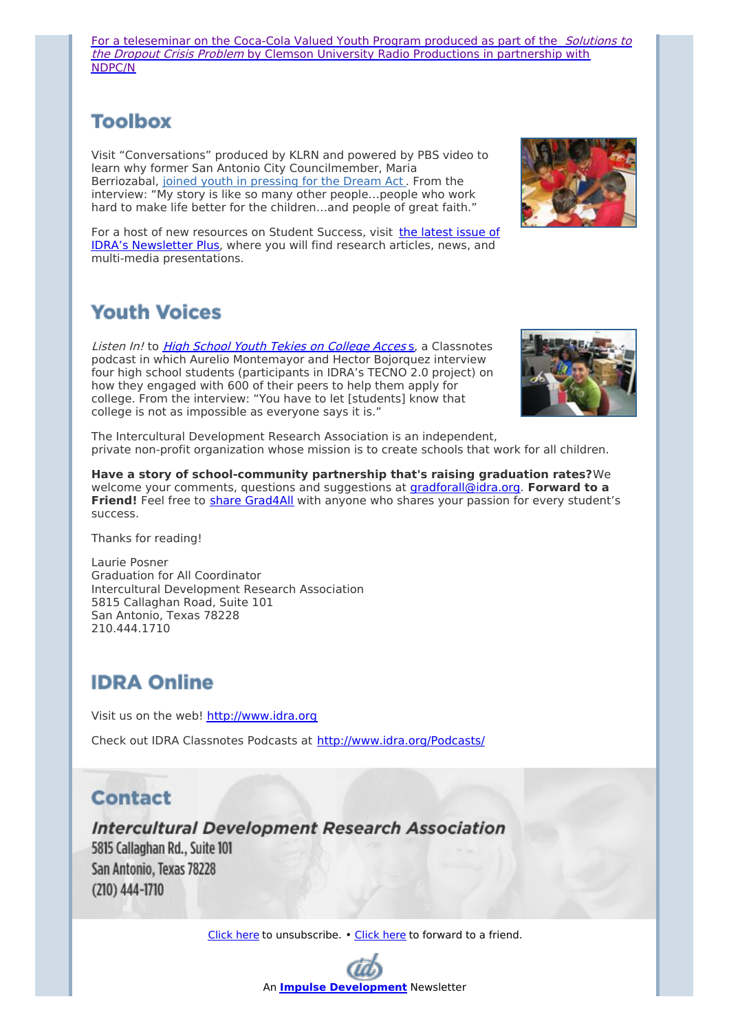For a teleseminar on the Coca-Cola Valued Youth Program produced as part of the *Solutions to the Dropout Crisis Problem* by Clemson University Radio Productions in partnership with NDPC/N

## Toolbox

Visit "Conversations" produced by KLRN and powered by PBS video to learn why former San Antonio City Councilmember, Maria Berriozabal, joined youth in pressing for the Dream Act. From the interview: "My story is like so many other people...people who work hard to make life better for the children...and people of great faith."

For a host of new resources on Student Success, visit the latest issue of IDRA's Newsletter Plus, where you will find research articles, news, and multi-media presentations.

## Youth Voices

*Listen In!* to *High School Youth Tekies on College Access*, a Classnotes podcast in which Aurelio Montemayor and Hector Bojorquez interview four high school students (participants in IDRA's TECNO 2.0 project) on how they engaged with 600 of their peers to help them apply for college. From the interview: "You have to let [students] know that college is not as impossible as everyone says it is."

The Intercultural Development Research Association is an independent, private non-profit organization whose mission is to create schools that work for all children.

**Have a story of school-community partnership that's raising graduation rates?** We welcome your comments, questions and suggestions at gradforall@idra.org. **Forward to a Friend!** Feel free to share Grad4All with anyone who shares your passion for every student's success.

Thanks for reading!

Laurie Posner
Graduation for All Coordinator
Intercultural Development Research Association
5815 Callaghan Road, Suite 101
San Antonio, Texas 78228
210.444.1710

## IDRA Online

Visit us on the web! http://www.idra.org

Check out IDRA Classnotes Podcasts at http://www.idra.org/Podcasts/

## Contact

***Intercultural Development Research Association***
5815 Callaghan Rd., Suite 101
San Antonio, Texas 78228
(210) 444-1710

Click here to unsubscribe. • Click here to forward to a friend.

An **Impulse Development** Newsletter